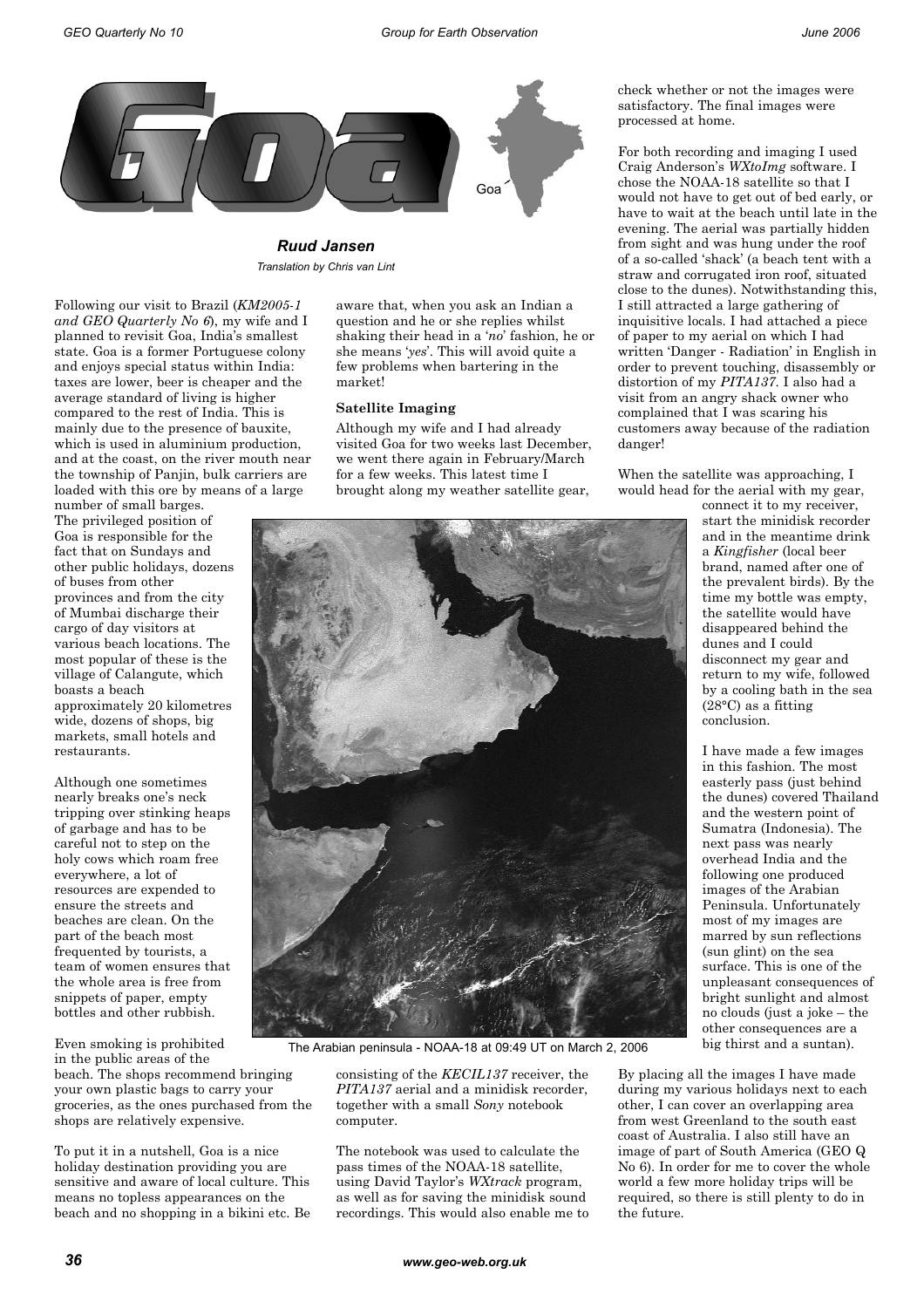# Goa

***Ruud Jansen***

*Translation by Chris van Lint*

Following our visit to Brazil (*KM2005-1 and GEO Quarterly No 6*), my wife and I planned to revisit Goa, India's smallest state. Goa is a former Portuguese colony and enjoys special status within India: taxes are lower, beer is cheaper and the average standard of living is higher compared to the rest of India. This is mainly due to the presence of bauxite, which is used in aluminium production, and at the coast, on the river mouth near the township of Panjin, bulk carriers are loaded with this ore by means of a large number of small barges.

The privileged position of Goa is responsible for the fact that on Sundays and other public holidays, dozens of buses from other provinces and from the city of Mumbai discharge their cargo of day visitors at various beach locations. The most popular of these is the village of Calangute, which boasts a beach approximately 20 kilometres wide, dozens of shops, big markets, small hotels and restaurants.

Although one sometimes nearly breaks one's neck tripping over stinking heaps of garbage and has to be careful not to step on the holy cows which roam free everywhere, a lot of resources are expended to ensure the streets and beaches are clean. On the part of the beach most frequented by tourists, a team of women ensures that the whole area is free from snippets of paper, empty bottles and other rubbish.

Even smoking is prohibited in the public areas of the beach. The shops recommend bringing your own plastic bags to carry your groceries, as the ones purchased from the shops are relatively expensive.

To put it in a nutshell, Goa is a nice holiday destination providing you are sensitive and aware of local culture. This means no topless appearances on the beach and no shopping in a bikini etc. Be aware that, when you ask an Indian a question and he or she replies whilst shaking their head in a '*no*' fashion, he or she means '*yes*'. This will avoid quite a few problems when bartering in the market!

### Satellite Imaging

Although my wife and I had already visited Goa for two weeks last December, we went there again in February/March for a few weeks. This latest time I brought along my weather satellite gear, consisting of the *KECIL137* receiver, the *PITA137* aerial and a minidisk recorder, together with a small *Sony* notebook computer.

The notebook was used to calculate the pass times of the NOAA-18 satellite, using David Taylor's *WXtrack* program, as well as for saving the minidisk sound recordings. This would also enable me to check whether or not the images were satisfactory. The final images were processed at home.

For both recording and imaging I used Craig Anderson's *WXtoImg* software. I chose the NOAA-18 satellite so that I would not have to get out of bed early, or have to wait at the beach until late in the evening. The aerial was partially hidden from sight and was hung under the roof of a so-called 'shack' (a beach tent with a straw and corrugated iron roof, situated close to the dunes). Notwithstanding this, I still attracted a large gathering of inquisitive locals. I had attached a piece of paper to my aerial on which I had written 'Danger - Radiation' in English in order to prevent touching, disassembly or distortion of my *PITA137*. I also had a visit from an angry shack owner who complained that I was scaring his customers away because of the radiation danger!

When the satellite was approaching, I would head for the aerial with my gear, connect it to my receiver, start the minidisk recorder and in the meantime drink a *Kingfisher* (local beer brand, named after one of the prevalent birds). By the time my bottle was empty, the satellite would have disappeared behind the dunes and I could disconnect my gear and return to my wife, followed by a cooling bath in the sea (28°C) as a fitting conclusion.

The Arabian peninsula - NOAA-18 at 09:49 UT on March 2, 2006

I have made a few images in this fashion. The most easterly pass (just behind the dunes) covered Thailand and the western point of Sumatra (Indonesia). The next pass was nearly overhead India and the following one produced images of the Arabian Peninsula. Unfortunately most of my images are marred by sun reflections (sun glint) on the sea surface. This is one of the unpleasant consequences of bright sunlight and almost no clouds (just a joke – the other consequences are a big thirst and a suntan).

By placing all the images I have made during my various holidays next to each other, I can cover an overlapping area from west Greenland to the south east coast of Australia. I also still have an image of part of South America (GEO Q No 6). In order for me to cover the whole world a few more holiday trips will be required, so there is still plenty to do in the future.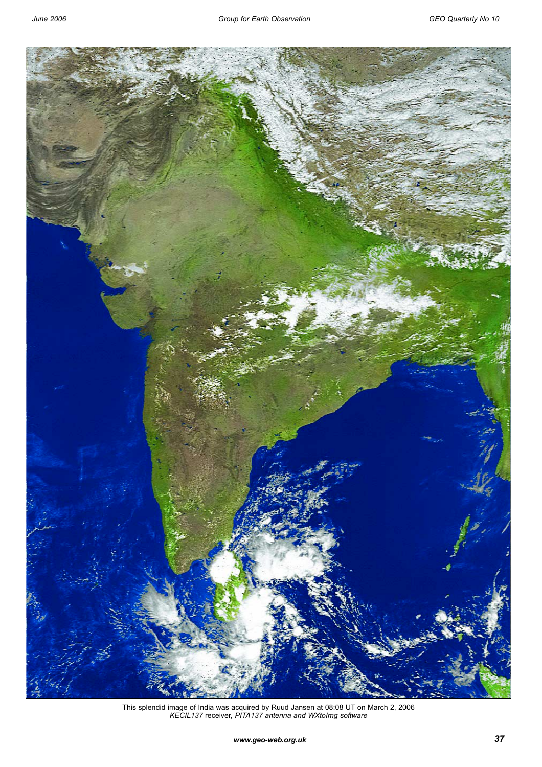This splendid image of India was acquired by Ruud Jansen at 08:08 UT on March 2, 2006
*KECIL137* receiver, *PITA137 antenna and WXtoImg software*